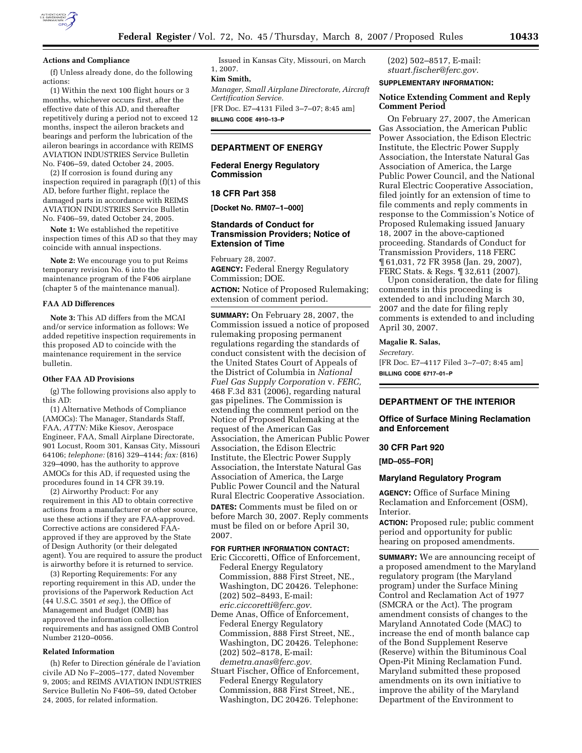### Actions and Compliance

(f) Unless already done, do the following actions:

(1) Within the next 100 flight hours or 3 months, whichever occurs first, after the effective date of this AD, and thereafter repetitively during a period not to exceed 12 months, inspect the aileron brackets and bearings and perform the lubrication of the aileron bearings in accordance with REIMS AVIATION INDUSTRIES Service Bulletin No. F406–59, dated October 24, 2005.

(2) If corrosion is found during any inspection required in paragraph (f)(1) of this AD, before further flight, replace the damaged parts in accordance with REIMS AVIATION INDUSTRIES Service Bulletin No. F406–59, dated October 24, 2005.

**Note 1:** We established the repetitive inspection times of this AD so that they may coincide with annual inspections.

**Note 2:** We encourage you to put Reims temporary revision No. 6 into the maintenance program of the F406 airplane (chapter 5 of the maintenance manual).

### FAA AD Differences

**Note 3:** This AD differs from the MCAI and/or service information as follows: We added repetitive inspection requirements in this proposed AD to coincide with the maintenance requirement in the service bulletin.

### Other FAA AD Provisions

(g) The following provisions also apply to this AD:

(1) Alternative Methods of Compliance (AMOCs): The Manager, Standards Staff, FAA, *ATTN:* Mike Kiesov, Aerospace Engineer, FAA, Small Airplane Directorate, 901 Locust, Room 301, Kansas City, Missouri 64106; *telephone:* (816) 329–4144; *fax:* (816) 329–4090, has the authority to approve AMOCs for this AD, if requested using the procedures found in 14 CFR 39.19.

(2) Airworthy Product: For any requirement in this AD to obtain corrective actions from a manufacturer or other source, use these actions if they are FAA-approved. Corrective actions are considered FAA-approved if they are approved by the State of Design Authority (or their delegated agent). You are required to assure the product is airworthy before it is returned to service.

(3) Reporting Requirements: For any reporting requirement in this AD, under the provisions of the Paperwork Reduction Act (44 U.S.C. 3501 *et seq.*), the Office of Management and Budget (OMB) has approved the information collection requirements and has assigned OMB Control Number 2120–0056.

### Related Information

(h) Refer to Direction générale de l'aviation civile AD No F–2005–177, dated November 9, 2005; and REIMS AVIATION INDUSTRIES Service Bulletin No F406–59, dated October 24, 2005, for related information.

Issued in Kansas City, Missouri, on March 1, 2007.

**Kim Smith,**

*Manager, Small Airplane Directorate, Aircraft Certification Service.*

[FR Doc. E7–4131 Filed 3–7–07; 8:45 am]

**BILLING CODE 4910–13–P**

## DEPARTMENT OF ENERGY

### Federal Energy Regulatory Commission

### 18 CFR Part 358

**[Docket No. RM07–1–000]**

### Standards of Conduct for Transmission Providers; Notice of Extension of Time

February 28, 2007.

**AGENCY:** Federal Energy Regulatory Commission; DOE.

**ACTION:** Notice of Proposed Rulemaking; extension of comment period.

**SUMMARY:** On February 28, 2007, the Commission issued a notice of proposed rulemaking proposing permanent regulations regarding the standards of conduct consistent with the decision of the United States Court of Appeals of the District of Columbia in *National Fuel Gas Supply Corporation* v. *FERC,* 468 F.3d 831 (2006), regarding natural gas pipelines. The Commission is extending the comment period on the Notice of Proposed Rulemaking at the request of the American Gas Association, the American Public Power Association, the Edison Electric Institute, the Electric Power Supply Association, the Interstate Natural Gas Association of America, the Large Public Power Council and the Natural Rural Electric Cooperative Association.

**DATES:** Comments must be filed on or before March 30, 2007. Reply comments must be filed on or before April 30, 2007.

**FOR FURTHER INFORMATION CONTACT:**

Eric Ciccoretti, Office of Enforcement, Federal Energy Regulatory Commission, 888 First Street, NE., Washington, DC 20426. Telephone: (202) 502–8493, E-mail: *eric.ciccoretti@ferc.gov.*

Deme Anas, Office of Enforcement, Federal Energy Regulatory Commission, 888 First Street, NE., Washington, DC 20426. Telephone: (202) 502–8178, E-mail: *demetra.anas@ferc.gov.*

Stuart Fischer, Office of Enforcement, Federal Energy Regulatory Commission, 888 First Street, NE., Washington, DC 20426. Telephone: (202) 502–8517, E-mail: *stuart.fischer@ferc.gov.*

**SUPPLEMENTARY INFORMATION:**

### Notice Extending Comment and Reply Comment Period

On February 27, 2007, the American Gas Association, the American Public Power Association, the Edison Electric Institute, the Electric Power Supply Association, the Interstate Natural Gas Association of America, the Large Public Power Council, and the National Rural Electric Cooperative Association, filed jointly for an extension of time to file comments and reply comments in response to the Commission's Notice of Proposed Rulemaking issued January 18, 2007 in the above-captioned proceeding. Standards of Conduct for Transmission Providers, 118 FERC ¶ 61,031, 72 FR 3958 (Jan. 29, 2007), FERC Stats. & Regs. ¶ 32,611 (2007).

Upon consideration, the date for filing comments in this proceeding is extended to and including March 30, 2007 and the date for filing reply comments is extended to and including April 30, 2007.

**Magalie R. Salas,**

*Secretary.*

[FR Doc. E7–4117 Filed 3–7–07; 8:45 am]

**BILLING CODE 6717–01–P**

## DEPARTMENT OF THE INTERIOR

### Office of Surface Mining Reclamation and Enforcement

### 30 CFR Part 920

**[MD–055–FOR]**

### Maryland Regulatory Program

**AGENCY:** Office of Surface Mining Reclamation and Enforcement (OSM), Interior.

**ACTION:** Proposed rule; public comment period and opportunity for public hearing on proposed amendments.

**SUMMARY:** We are announcing receipt of a proposed amendment to the Maryland regulatory program (the Maryland program) under the Surface Mining Control and Reclamation Act of 1977 (SMCRA or the Act). The program amendment consists of changes to the Maryland Annotated Code (MAC) to increase the end of month balance cap of the Bond Supplement Reserve (Reserve) within the Bituminous Coal Open-Pit Mining Reclamation Fund. Maryland submitted these proposed amendments on its own initiative to improve the ability of the Maryland Department of the Environment to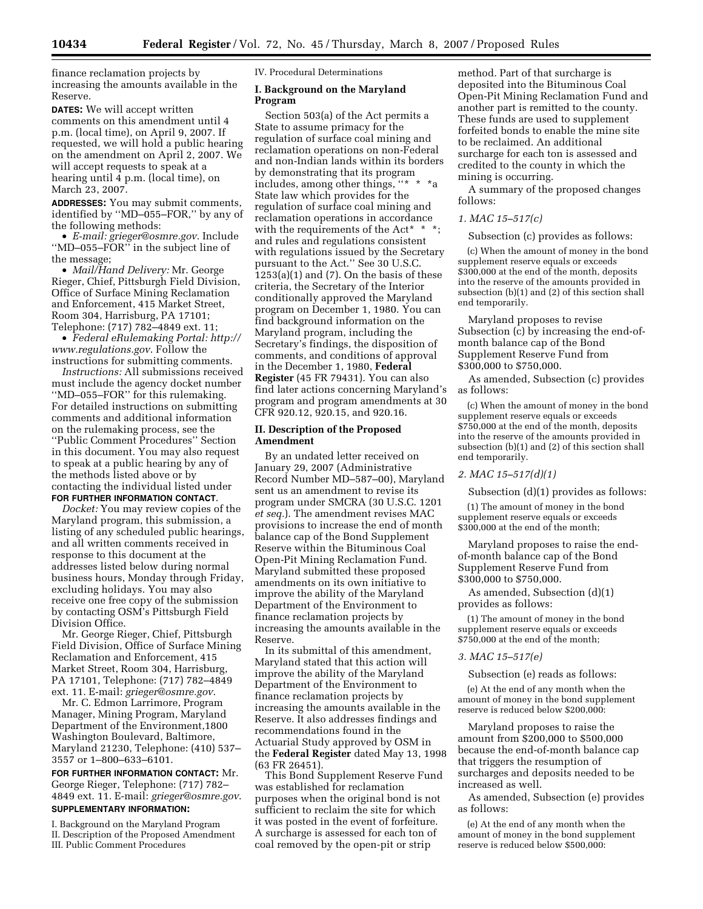finance reclamation projects by increasing the amounts available in the Reserve.

**DATES:** We will accept written comments on this amendment until 4 p.m. (local time), on April 9, 2007. If requested, we will hold a public hearing on the amendment on April 2, 2007. We will accept requests to speak at a hearing until 4 p.m. (local time), on March 23, 2007.

**ADDRESSES:** You may submit comments, identified by ''MD–055–FOR,'' by any of the following methods:

- *E-mail: grieger@osmre.gov*. Include ''MD–055–FOR'' in the subject line of the message;
- *Mail/Hand Delivery:* Mr. George Rieger, Chief, Pittsburgh Field Division, Office of Surface Mining Reclamation and Enforcement, 415 Market Street, Room 304, Harrisburg, PA 17101; Telephone: (717) 782–4849 ext. 11;
- *Federal eRulemaking Portal: http://www.regulations.gov*. Follow the instructions for submitting comments.

*Instructions:* All submissions received must include the agency docket number ''MD–055–FOR'' for this rulemaking. For detailed instructions on submitting comments and additional information on the rulemaking process, see the ''Public Comment Procedures'' Section in this document. You may also request to speak at a public hearing by any of the methods listed above or by contacting the individual listed under **FOR FURTHER INFORMATION CONTACT**.

*Docket:* You may review copies of the Maryland program, this submission, a listing of any scheduled public hearings, and all written comments received in response to this document at the addresses listed below during normal business hours, Monday through Friday, excluding holidays. You may also receive one free copy of the submission by contacting OSM's Pittsburgh Field Division Office.

Mr. George Rieger, Chief, Pittsburgh Field Division, Office of Surface Mining Reclamation and Enforcement, 415 Market Street, Room 304, Harrisburg, PA 17101, Telephone: (717) 782–4849 ext. 11. E-mail: *grieger@osmre.gov*.

Mr. C. Edmon Larrimore, Program Manager, Mining Program, Maryland Department of the Environment,1800 Washington Boulevard, Baltimore, Maryland 21230, Telephone: (410) 537–3557 or 1–800–633–6101.

**FOR FURTHER INFORMATION CONTACT:** Mr. George Rieger, Telephone: (717) 782–4849 ext. 11. E-mail: *grieger@osmre.gov*.

**SUPPLEMENTARY INFORMATION:**

I. Background on the Maryland Program
II. Description of the Proposed Amendment
III. Public Comment Procedures
IV. Procedural Determinations

## I. Background on the Maryland Program

Section 503(a) of the Act permits a State to assume primacy for the regulation of surface coal mining and reclamation operations on non-Federal and non-Indian lands within its borders by demonstrating that its program includes, among other things, ''* * *a State law which provides for the regulation of surface coal mining and reclamation operations in accordance with the requirements of the Act* * *; and rules and regulations consistent with regulations issued by the Secretary pursuant to the Act.'' See 30 U.S.C. 1253(a)(1) and (7). On the basis of these criteria, the Secretary of the Interior conditionally approved the Maryland program on December 1, 1980. You can find background information on the Maryland program, including the Secretary's findings, the disposition of comments, and conditions of approval in the December 1, 1980, **Federal Register** (45 FR 79431). You can also find later actions concerning Maryland's program and program amendments at 30 CFR 920.12, 920.15, and 920.16.

## II. Description of the Proposed Amendment

By an undated letter received on January 29, 2007 (Administrative Record Number MD–587–00), Maryland sent us an amendment to revise its program under SMCRA (30 U.S.C. 1201 *et seq.*). The amendment revises MAC provisions to increase the end of month balance cap of the Bond Supplement Reserve within the Bituminous Coal Open-Pit Mining Reclamation Fund. Maryland submitted these proposed amendments on its own initiative to improve the ability of the Maryland Department of the Environment to finance reclamation projects by increasing the amounts available in the Reserve.

In its submittal of this amendment, Maryland stated that this action will improve the ability of the Maryland Department of the Environment to finance reclamation projects by increasing the amounts available in the Reserve. It also addresses findings and recommendations found in the Actuarial Study approved by OSM in the **Federal Register** dated May 13, 1998 (63 FR 26451).

This Bond Supplement Reserve Fund was established for reclamation purposes when the original bond is not sufficient to reclaim the site for which it was posted in the event of forfeiture. A surcharge is assessed for each ton of coal removed by the open-pit or strip method. Part of that surcharge is deposited into the Bituminous Coal Open-Pit Mining Reclamation Fund and another part is remitted to the county. These funds are used to supplement forfeited bonds to enable the mine site to be reclaimed. An additional surcharge for each ton is assessed and credited to the county in which the mining is occurring.

A summary of the proposed changes follows:

*1. MAC 15–517(c)*

Subsection (c) provides as follows:

(c) When the amount of money in the bond supplement reserve equals or exceeds $300,000 at the end of the month, deposits into the reserve of the amounts provided in subsection (b)(1) and (2) of this section shall end temporarily.

Maryland proposes to revise Subsection (c) by increasing the end-of-month balance cap of the Bond Supplement Reserve Fund from $300,000 to $750,000.

As amended, Subsection (c) provides as follows:

(c) When the amount of money in the bond supplement reserve equals or exceeds $750,000 at the end of the month, deposits into the reserve of the amounts provided in subsection (b)(1) and (2) of this section shall end temporarily.

*2. MAC 15–517(d)(1)*

Subsection (d)(1) provides as follows:

(1) The amount of money in the bond supplement reserve equals or exceeds $300,000 at the end of the month;

Maryland proposes to raise the end-of-month balance cap of the Bond Supplement Reserve Fund from $300,000 to $750,000.

As amended, Subsection (d)(1) provides as follows:

(1) The amount of money in the bond supplement reserve equals or exceeds $750,000 at the end of the month;

*3. MAC 15–517(e)*

Subsection (e) reads as follows:

(e) At the end of any month when the amount of money in the bond supplement reserve is reduced below $200,000:

Maryland proposes to raise the amount from $200,000 to $500,000 because the end-of-month balance cap that triggers the resumption of surcharges and deposits needed to be increased as well.

As amended, Subsection (e) provides as follows:

(e) At the end of any month when the amount of money in the bond supplement reserve is reduced below $500,000: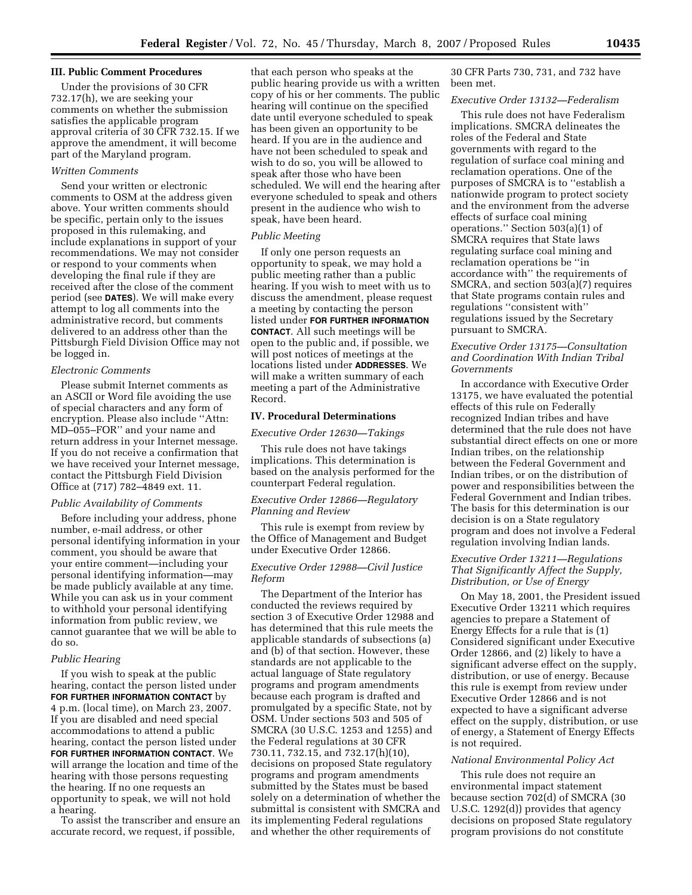## III. Public Comment Procedures

Under the provisions of 30 CFR 732.17(h), we are seeking your comments on whether the submission satisfies the applicable program approval criteria of 30 CFR 732.15. If we approve the amendment, it will become part of the Maryland program.

### *Written Comments*

Send your written or electronic comments to OSM at the address given above. Your written comments should be specific, pertain only to the issues proposed in this rulemaking, and include explanations in support of your recommendations. We may not consider or respond to your comments when developing the final rule if they are received after the close of the comment period (see **DATES**). We will make every attempt to log all comments into the administrative record, but comments delivered to an address other than the Pittsburgh Field Division Office may not be logged in.

### *Electronic Comments*

Please submit Internet comments as an ASCII or Word file avoiding the use of special characters and any form of encryption. Please also include ''Attn: MD–055–FOR'' and your name and return address in your Internet message. If you do not receive a confirmation that we have received your Internet message, contact the Pittsburgh Field Division Office at (717) 782–4849 ext. 11.

### *Public Availability of Comments*

Before including your address, phone number, e-mail address, or other personal identifying information in your comment, you should be aware that your entire comment—including your personal identifying information—may be made publicly available at any time. While you can ask us in your comment to withhold your personal identifying information from public review, we cannot guarantee that we will be able to do so.

### *Public Hearing*

If you wish to speak at the public hearing, contact the person listed under **FOR FURTHER INFORMATION CONTACT** by 4 p.m. (local time), on March 23, 2007. If you are disabled and need special accommodations to attend a public hearing, contact the person listed under **FOR FURTHER INFORMATION CONTACT**. We will arrange the location and time of the hearing with those persons requesting the hearing. If no one requests an opportunity to speak, we will not hold a hearing.

To assist the transcriber and ensure an accurate record, we request, if possible, that each person who speaks at the public hearing provide us with a written copy of his or her comments. The public hearing will continue on the specified date until everyone scheduled to speak has been given an opportunity to be heard. If you are in the audience and have not been scheduled to speak and wish to do so, you will be allowed to speak after those who have been scheduled. We will end the hearing after everyone scheduled to speak and others present in the audience who wish to speak, have been heard.

### *Public Meeting*

If only one person requests an opportunity to speak, we may hold a public meeting rather than a public hearing. If you wish to meet with us to discuss the amendment, please request a meeting by contacting the person listed under **FOR FURTHER INFORMATION CONTACT**. All such meetings will be open to the public and, if possible, we will post notices of meetings at the locations listed under **ADDRESSES**. We will make a written summary of each meeting a part of the Administrative Record.

## IV. Procedural Determinations

### *Executive Order 12630—Takings*

This rule does not have takings implications. This determination is based on the analysis performed for the counterpart Federal regulation.

### *Executive Order 12866—Regulatory Planning and Review*

This rule is exempt from review by the Office of Management and Budget under Executive Order 12866.

### *Executive Order 12988—Civil Justice Reform*

The Department of the Interior has conducted the reviews required by section 3 of Executive Order 12988 and has determined that this rule meets the applicable standards of subsections (a) and (b) of that section. However, these standards are not applicable to the actual language of State regulatory programs and program amendments because each program is drafted and promulgated by a specific State, not by OSM. Under sections 503 and 505 of SMCRA (30 U.S.C. 1253 and 1255) and the Federal regulations at 30 CFR 730.11, 732.15, and 732.17(h)(10), decisions on proposed State regulatory programs and program amendments submitted by the States must be based solely on a determination of whether the submittal is consistent with SMCRA and its implementing Federal regulations and whether the other requirements of 30 CFR Parts 730, 731, and 732 have been met.

### *Executive Order 13132—Federalism*

This rule does not have Federalism implications. SMCRA delineates the roles of the Federal and State governments with regard to the regulation of surface coal mining and reclamation operations. One of the purposes of SMCRA is to ''establish a nationwide program to protect society and the environment from the adverse effects of surface coal mining operations.'' Section 503(a)(1) of SMCRA requires that State laws regulating surface coal mining and reclamation operations be ''in accordance with'' the requirements of SMCRA, and section 503(a)(7) requires that State programs contain rules and regulations ''consistent with'' regulations issued by the Secretary pursuant to SMCRA.

### *Executive Order 13175—Consultation and Coordination With Indian Tribal Governments*

In accordance with Executive Order 13175, we have evaluated the potential effects of this rule on Federally recognized Indian tribes and have determined that the rule does not have substantial direct effects on one or more Indian tribes, on the relationship between the Federal Government and Indian tribes, or on the distribution of power and responsibilities between the Federal Government and Indian tribes. The basis for this determination is our decision is on a State regulatory program and does not involve a Federal regulation involving Indian lands.

### *Executive Order 13211—Regulations That Significantly Affect the Supply, Distribution, or Use of Energy*

On May 18, 2001, the President issued Executive Order 13211 which requires agencies to prepare a Statement of Energy Effects for a rule that is (1) Considered significant under Executive Order 12866, and (2) likely to have a significant adverse effect on the supply, distribution, or use of energy. Because this rule is exempt from review under Executive Order 12866 and is not expected to have a significant adverse effect on the supply, distribution, or use of energy, a Statement of Energy Effects is not required.

### *National Environmental Policy Act*

This rule does not require an environmental impact statement because section 702(d) of SMCRA (30 U.S.C. 1292(d)) provides that agency decisions on proposed State regulatory program provisions do not constitute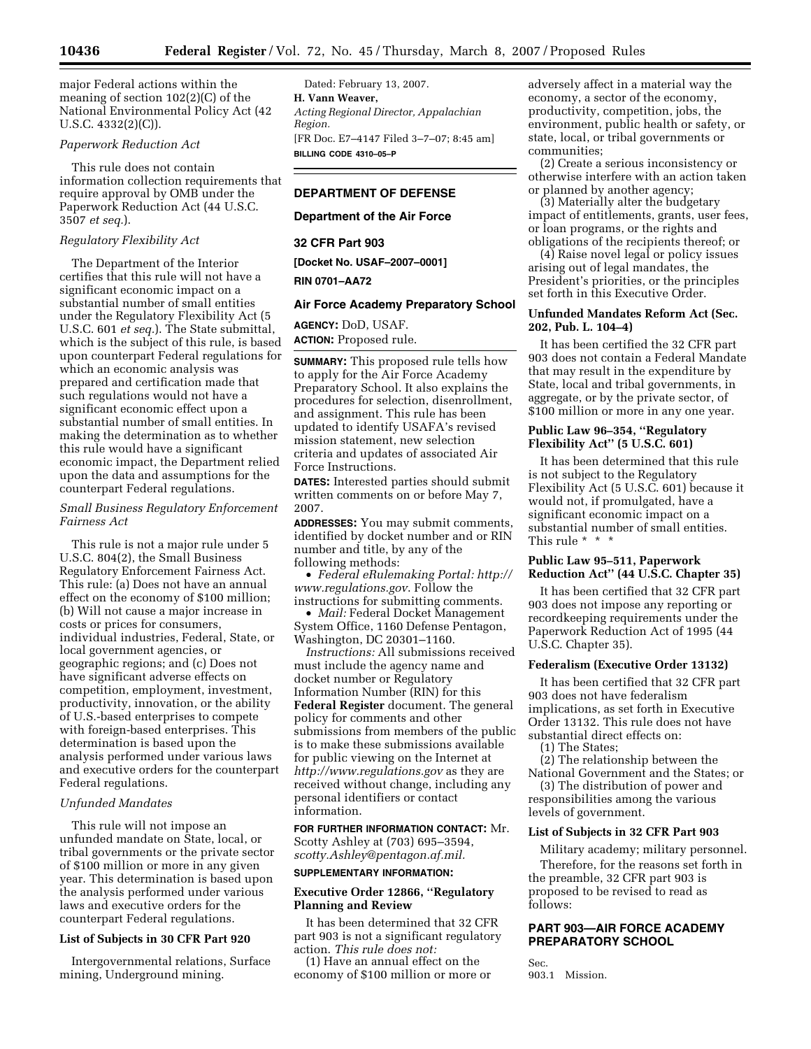major Federal actions within the meaning of section 102(2)(C) of the National Environmental Policy Act (42 U.S.C. 4332(2)(C)).

*Paperwork Reduction Act*

This rule does not contain information collection requirements that require approval by OMB under the Paperwork Reduction Act (44 U.S.C. 3507 *et seq.*).

*Regulatory Flexibility Act*

The Department of the Interior certifies that this rule will not have a significant economic impact on a substantial number of small entities under the Regulatory Flexibility Act (5 U.S.C. 601 *et seq.*). The State submittal, which is the subject of this rule, is based upon counterpart Federal regulations for which an economic analysis was prepared and certification made that such regulations would not have a significant economic effect upon a substantial number of small entities. In making the determination as to whether this rule would have a significant economic impact, the Department relied upon the data and assumptions for the counterpart Federal regulations.

*Small Business Regulatory Enforcement Fairness Act*

This rule is not a major rule under 5 U.S.C. 804(2), the Small Business Regulatory Enforcement Fairness Act. This rule: (a) Does not have an annual effect on the economy of $100 million; (b) Will not cause a major increase in costs or prices for consumers, individual industries, Federal, State, or local government agencies, or geographic regions; and (c) Does not have significant adverse effects on competition, employment, investment, productivity, innovation, or the ability of U.S.-based enterprises to compete with foreign-based enterprises. This determination is based upon the analysis performed under various laws and executive orders for the counterpart Federal regulations.

*Unfunded Mandates*

This rule will not impose an unfunded mandate on State, local, or tribal governments or the private sector of $100 million or more in any given year. This determination is based upon the analysis performed under various laws and executive orders for the counterpart Federal regulations.

**List of Subjects in 30 CFR Part 920**

Intergovernmental relations, Surface mining, Underground mining.

Dated: February 13, 2007.

**H. Vann Weaver,**

*Acting Regional Director, Appalachian Region.*

[FR Doc. E7–4147 Filed 3–7–07; 8:45 am]

**BILLING CODE 4310–05–P**

## DEPARTMENT OF DEFENSE

## Department of the Air Force

## 32 CFR Part 903

**[Docket No. USAF–2007–0001]**

**RIN 0701–AA72**

## Air Force Academy Preparatory School

**AGENCY:** DoD, USAF.

**ACTION:** Proposed rule.

**SUMMARY:** This proposed rule tells how to apply for the Air Force Academy Preparatory School. It also explains the procedures for selection, disenrollment, and assignment. This rule has been updated to identify USAFA's revised mission statement, new selection criteria and updates of associated Air Force Instructions.

**DATES:** Interested parties should submit written comments on or before May 7, 2007.

**ADDRESSES:** You may submit comments, identified by docket number and or RIN number and title, by any of the following methods:

- *Federal eRulemaking Portal: http://www.regulations.gov*. Follow the instructions for submitting comments.
- *Mail:* Federal Docket Management System Office, 1160 Defense Pentagon, Washington, DC 20301–1160.

*Instructions:* All submissions received must include the agency name and docket number or Regulatory Information Number (RIN) for this **Federal Register** document. The general policy for comments and other submissions from members of the public is to make these submissions available for public viewing on the Internet at *http://www.regulations.gov* as they are received without change, including any personal identifiers or contact information.

**FOR FURTHER INFORMATION CONTACT:** Mr. Scotty Ashley at (703) 695–3594, *scotty.Ashley@pentagon.af.mil.*

**SUPPLEMENTARY INFORMATION:**

**Executive Order 12866, ''Regulatory Planning and Review**

It has been determined that 32 CFR part 903 is not a significant regulatory action. *This rule does not:*

(1) Have an annual effect on the economy of $100 million or more or adversely affect in a material way the economy, a sector of the economy, productivity, competition, jobs, the environment, public health or safety, or state, local, or tribal governments or communities;

(2) Create a serious inconsistency or otherwise interfere with an action taken or planned by another agency;

(3) Materially alter the budgetary impact of entitlements, grants, user fees, or loan programs, or the rights and obligations of the recipients thereof; or

(4) Raise novel legal or policy issues arising out of legal mandates, the President's priorities, or the principles set forth in this Executive Order.

**Unfunded Mandates Reform Act (Sec. 202, Pub. L. 104–4)**

It has been certified the 32 CFR part 903 does not contain a Federal Mandate that may result in the expenditure by State, local and tribal governments, in aggregate, or by the private sector, of $100 million or more in any one year.

**Public Law 96–354, ''Regulatory Flexibility Act'' (5 U.S.C. 601)**

It has been determined that this rule is not subject to the Regulatory Flexibility Act (5 U.S.C. 601) because it would not, if promulgated, have a significant economic impact on a substantial number of small entities. This rule * * *

**Public Law 95–511, Paperwork Reduction Act'' (44 U.S.C. Chapter 35)**

It has been certified that 32 CFR part 903 does not impose any reporting or recordkeeping requirements under the Paperwork Reduction Act of 1995 (44 U.S.C. Chapter 35).

**Federalism (Executive Order 13132)**

It has been certified that 32 CFR part 903 does not have federalism implications, as set forth in Executive Order 13132. This rule does not have substantial direct effects on:

(1) The States;

(2) The relationship between the National Government and the States; or

(3) The distribution of power and responsibilities among the various levels of government.

**List of Subjects in 32 CFR Part 903**

Military academy; military personnel.

Therefore, for the reasons set forth in the preamble, 32 CFR part 903 is proposed to be revised to read as follows:

## PART 903—AIR FORCE ACADEMY PREPARATORY SCHOOL

Sec.

903.1 Mission.